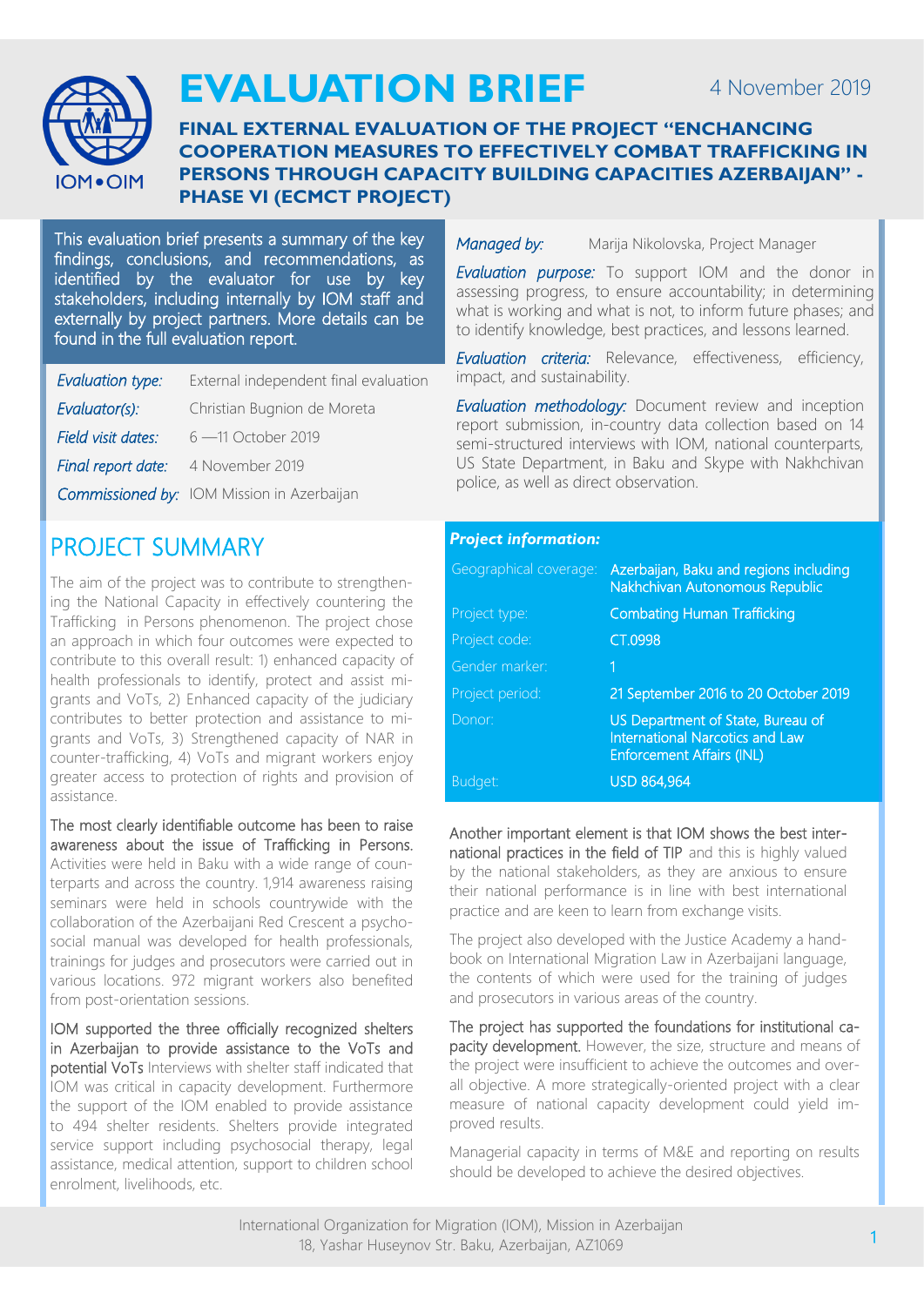# EVALUATION BRIEF

4 November 2019

## FINAL EXTERNAL EVALUATION OF THE PROJECT "ENCHANCING COOPERATION MEASURES TO EFFECTIVELY COMBAT TRAFFICKING IN PERSONS THROUGH CAPACITY BUILDING CAPACITIES AZERBAIJAN" - PHASE VI (ECMCT PROJECT)

This evaluation brief presents a summary of the key findings, conclusions, and recommendations, as identified by the evaluator for use by key stakeholders, including internally by IOM staff and externally by project partners. More details can be found in the full evaluation report.

| | |
|---|---|
| *Evaluation type:* | External independent final evaluation |
| *Evaluator(s):* | Christian Bugnion de Moreta |
| *Field visit dates:* | 6 —11 October 2019 |
| *Final report date:* | 4 November 2019 |
| *Commissioned by:* | IOM Mission in Azerbaijan |

*Managed by:* Marija Nikolovska, Project Manager

*Evaluation purpose:* To support IOM and the donor in assessing progress, to ensure accountability; in determining what is working and what is not, to inform future phases; and to identify knowledge, best practices, and lessons learned.

*Evaluation criteria:* Relevance, effectiveness, efficiency, impact, and sustainability.

*Evaluation methodology:* Document review and inception report submission, in-country data collection based on 14 semi-structured interviews with IOM, national counterparts, US State Department, in Baku and Skype with Nakhchivan police, as well as direct observation.

## PROJECT SUMMARY

The aim of the project was to contribute to strengthening the National Capacity in effectively countering the Trafficking in Persons phenomenon. The project chose an approach in which four outcomes were expected to contribute to this overall result: 1) enhanced capacity of health professionals to identify, protect and assist migrants and VoTs, 2) Enhanced capacity of the judiciary contributes to better protection and assistance to migrants and VoTs, 3) Strengthened capacity of NAR in counter-trafficking, 4) VoTs and migrant workers enjoy greater access to protection of rights and provision of assistance.

The most clearly identifiable outcome has been to raise awareness about the issue of Trafficking in Persons. Activities were held in Baku with a wide range of counterparts and across the country. 1,914 awareness raising seminars were held in schools countrywide with the collaboration of the Azerbaijani Red Crescent a psychosocial manual was developed for health professionals, trainings for judges and prosecutors were carried out in various locations. 972 migrant workers also benefited from post-orientation sessions.

IOM supported the three officially recognized shelters in Azerbaijan to provide assistance to the VoTs and potential VoTs Interviews with shelter staff indicated that IOM was critical in capacity development. Furthermore the support of the IOM enabled to provide assistance to 494 shelter residents. Shelters provide integrated service support including psychosocial therapy, legal assistance, medical attention, support to children school enrolment, livelihoods, etc.

***Project information:***

| | |
|---|---|
| Geographical coverage: | Azerbaijan, Baku and regions including Nakhchivan Autonomous Republic |
| Project type: | Combating Human Trafficking |
| Project code: | CT.0998 |
| Gender marker: | 1 |
| Project period: | 21 September 2016 to 20 October 2019 |
| Donor: | US Department of State, Bureau of International Narcotics and Law Enforcement Affairs (INL) |
| Budget: | USD 864,964 |

Another important element is that IOM shows the best international practices in the field of TIP and this is highly valued by the national stakeholders, as they are anxious to ensure their national performance is in line with best international practice and are keen to learn from exchange visits.

The project also developed with the Justice Academy a handbook on International Migration Law in Azerbaijani language, the contents of which were used for the training of judges and prosecutors in various areas of the country.

The project has supported the foundations for institutional capacity development. However, the size, structure and means of the project were insufficient to achieve the outcomes and overall objective. A more strategically-oriented project with a clear measure of national capacity development could yield improved results.

Managerial capacity in terms of M&E and reporting on results should be developed to achieve the desired objectives.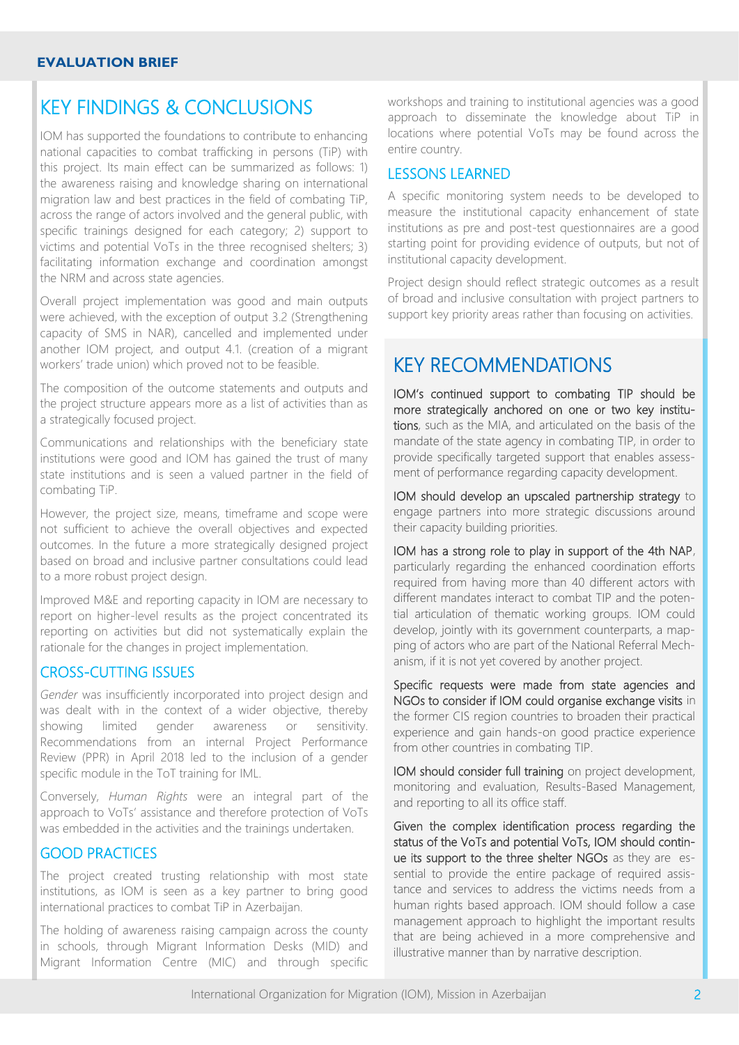**EVALUATION BRIEF**

## KEY FINDINGS & CONCLUSIONS

IOM has supported the foundations to contribute to enhancing national capacities to combat trafficking in persons (TiP) with this project. Its main effect can be summarized as follows: 1) the awareness raising and knowledge sharing on international migration law and best practices in the field of combating TiP, across the range of actors involved and the general public, with specific trainings designed for each category; 2) support to victims and potential VoTs in the three recognised shelters; 3) facilitating information exchange and coordination amongst the NRM and across state agencies.

Overall project implementation was good and main outputs were achieved, with the exception of output 3.2 (Strengthening capacity of SMS in NAR), cancelled and implemented under another IOM project, and output 4.1. (creation of a migrant workers' trade union) which proved not to be feasible.

The composition of the outcome statements and outputs and the project structure appears more as a list of activities than as a strategically focused project.

Communications and relationships with the beneficiary state institutions were good and IOM has gained the trust of many state institutions and is seen a valued partner in the field of combating TiP.

However, the project size, means, timeframe and scope were not sufficient to achieve the overall objectives and expected outcomes. In the future a more strategically designed project based on broad and inclusive partner consultations could lead to a more robust project design.

Improved M&E and reporting capacity in IOM are necessary to report on higher-level results as the project concentrated its reporting on activities but did not systematically explain the rationale for the changes in project implementation.

### CROSS-CUTTING ISSUES

*Gender* was insufficiently incorporated into project design and was dealt with in the context of a wider objective, thereby showing limited gender awareness or sensitivity. Recommendations from an internal Project Performance Review (PPR) in April 2018 led to the inclusion of a gender specific module in the ToT training for IML.

Conversely, *Human Rights* were an integral part of the approach to VoTs' assistance and therefore protection of VoTs was embedded in the activities and the trainings undertaken.

### GOOD PRACTICES

The project created trusting relationship with most state institutions, as IOM is seen as a key partner to bring good international practices to combat TiP in Azerbaijan.

The holding of awareness raising campaign across the county in schools, through Migrant Information Desks (MID) and Migrant Information Centre (MIC) and through specific workshops and training to institutional agencies was a good approach to disseminate the knowledge about TiP in locations where potential VoTs may be found across the entire country.

### LESSONS LEARNED

A specific monitoring system needs to be developed to measure the institutional capacity enhancement of state institutions as pre and post-test questionnaires are a good starting point for providing evidence of outputs, but not of institutional capacity development.

Project design should reflect strategic outcomes as a result of broad and inclusive consultation with project partners to support key priority areas rather than focusing on activities.

## KEY RECOMMENDATIONS

IOM's continued support to combating TIP should be more strategically anchored on one or two key institutions, such as the MIA, and articulated on the basis of the mandate of the state agency in combating TIP, in order to provide specifically targeted support that enables assessment of performance regarding capacity development.

IOM should develop an upscaled partnership strategy to engage partners into more strategic discussions around their capacity building priorities.

IOM has a strong role to play in support of the 4th NAP, particularly regarding the enhanced coordination efforts required from having more than 40 different actors with different mandates interact to combat TIP and the potential articulation of thematic working groups. IOM could develop, jointly with its government counterparts, a mapping of actors who are part of the National Referral Mechanism, if it is not yet covered by another project.

Specific requests were made from state agencies and NGOs to consider if IOM could organise exchange visits in the former CIS region countries to broaden their practical experience and gain hands-on good practice experience from other countries in combating TIP.

IOM should consider full training on project development, monitoring and evaluation, Results-Based Management, and reporting to all its office staff.

Given the complex identification process regarding the status of the VoTs and potential VoTs, IOM should continue its support to the three shelter NGOs as they are essential to provide the entire package of required assistance and services to address the victims needs from a human rights based approach. IOM should follow a case management approach to highlight the important results that are being achieved in a more comprehensive and illustrative manner than by narrative description.

International Organization for Migration (IOM), Mission in Azerbaijan